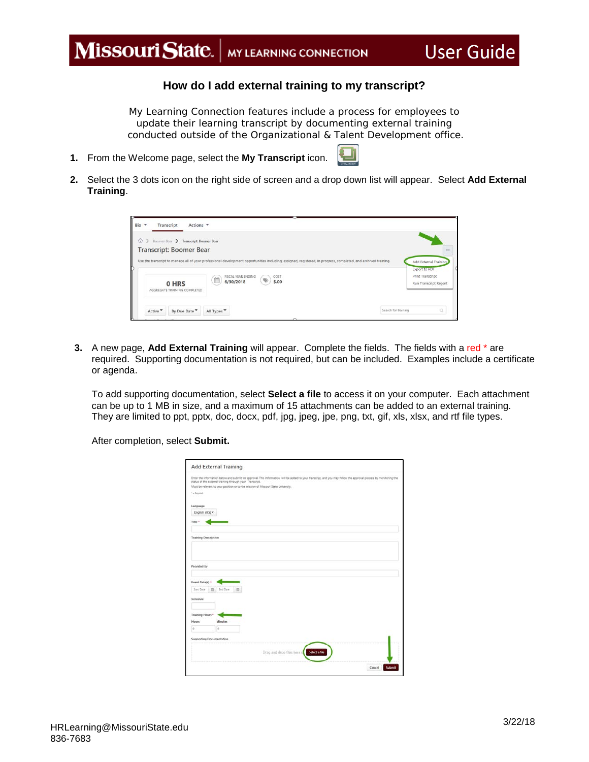# How do I add external training to my transcript?

My Learning Connection features include a process for employees to update their learning transcript by documenting external training conducted outside of the Organizational & Talent Development office.

1. From the Welcome page, select the **My Transcript** icon.

2. Select the 3 dots icon on the right side of screen and a drop down list will appear. Select **Add External Training**.

3. A new page, **Add External Training** will appear. Complete the fields. The fields with a red * are required. Supporting documentation is not required, but can be included. Examples include a certificate or agenda.

   To add supporting documentation, select **Select a file** to access it on your computer. Each attachment can be up to 1 MB in size, and a maximum of 15 attachments can be added to an external training. They are limited to ppt, pptx, doc, docx, pdf, jpg, jpeg, jpe, png, txt, gif, xls, xlsx, and rtf file types.

   After completion, select **Submit.**

HRLearning@MissouriState.edu
836-7683

3/22/18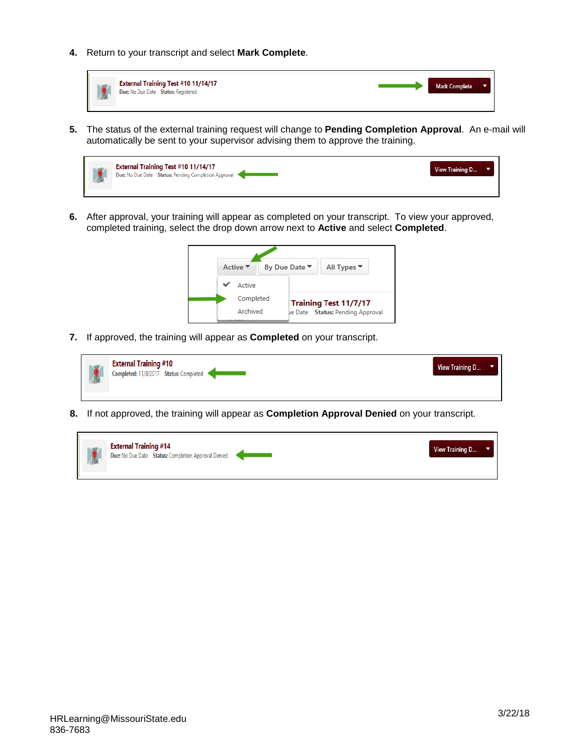4. Return to your transcript and select **Mark Complete**.

5. The status of the external training request will change to **Pending Completion Approval**. An e-mail will automatically be sent to your supervisor advising them to approve the training.

6. After approval, your training will appear as completed on your transcript. To view your approved, completed training, select the drop down arrow next to **Active** and select **Completed**.

7. If approved, the training will appear as **Completed** on your transcript.

8. If not approved, the training will appear as **Completion Approval Denied** on your transcript.

HRLearning@MissouriState.edu
836-7683

3/22/18